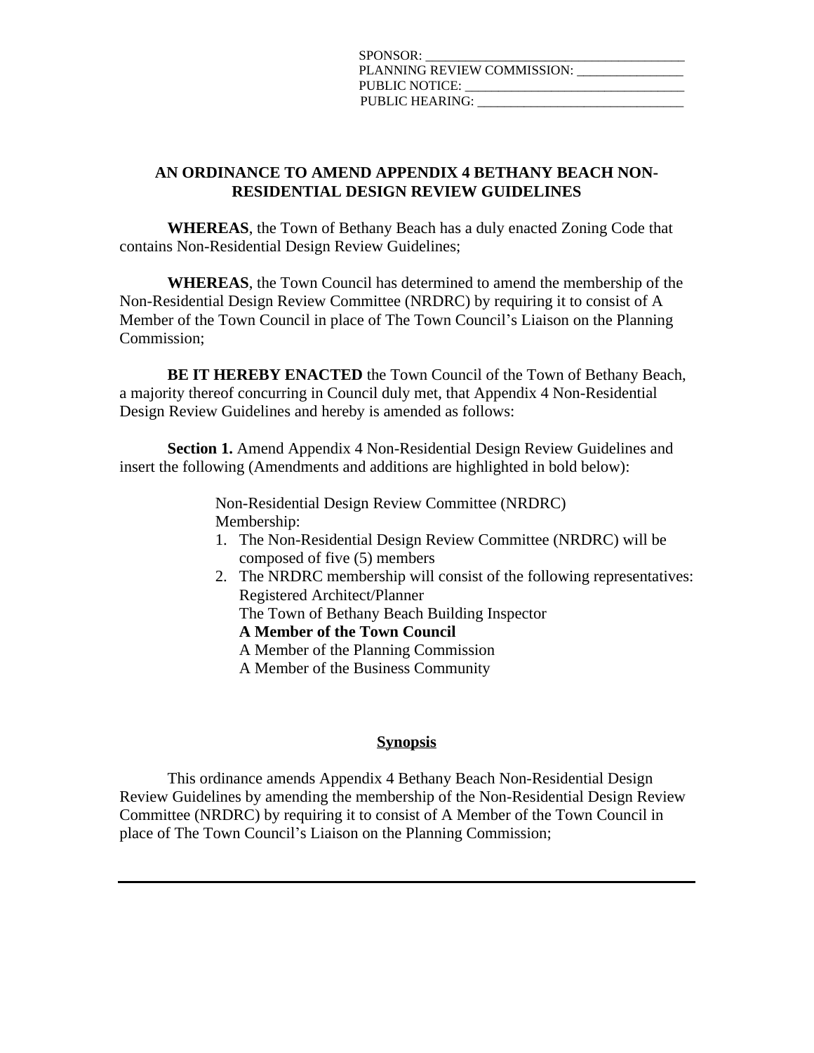SPONSOR: ______________________________________
PLANNING REVIEW COMMISSION: _______________
PUBLIC NOTICE: _________________________________
PUBLIC HEARING: _______________________________

**AN ORDINANCE TO AMEND APPENDIX 4 BETHANY BEACH NON-RESIDENTIAL DESIGN REVIEW GUIDELINES**

**WHEREAS**, the Town of Bethany Beach has a duly enacted Zoning Code that contains Non-Residential Design Review Guidelines;

**WHEREAS**, the Town Council has determined to amend the membership of the Non-Residential Design Review Committee (NRDRC) by requiring it to consist of A Member of the Town Council in place of The Town Council's Liaison on the Planning Commission;

**BE IT HEREBY ENACTED** the Town Council of the Town of Bethany Beach, a majority thereof concurring in Council duly met, that Appendix 4 Non-Residential Design Review Guidelines and hereby is amended as follows:

**Section 1.** Amend Appendix 4 Non-Residential Design Review Guidelines and insert the following (Amendments and additions are highlighted in bold below):

Non-Residential Design Review Committee (NRDRC)
Membership:

1. The Non-Residential Design Review Committee (NRDRC) will be composed of five (5) members
2. The NRDRC membership will consist of the following representatives:
   Registered Architect/Planner
   The Town of Bethany Beach Building Inspector
   **A Member of the Town Council**
   A Member of the Planning Commission
   A Member of the Business Community

## Synopsis

This ordinance amends Appendix 4 Bethany Beach Non-Residential Design Review Guidelines by amending the membership of the Non-Residential Design Review Committee (NRDRC) by requiring it to consist of A Member of the Town Council in place of The Town Council's Liaison on the Planning Commission;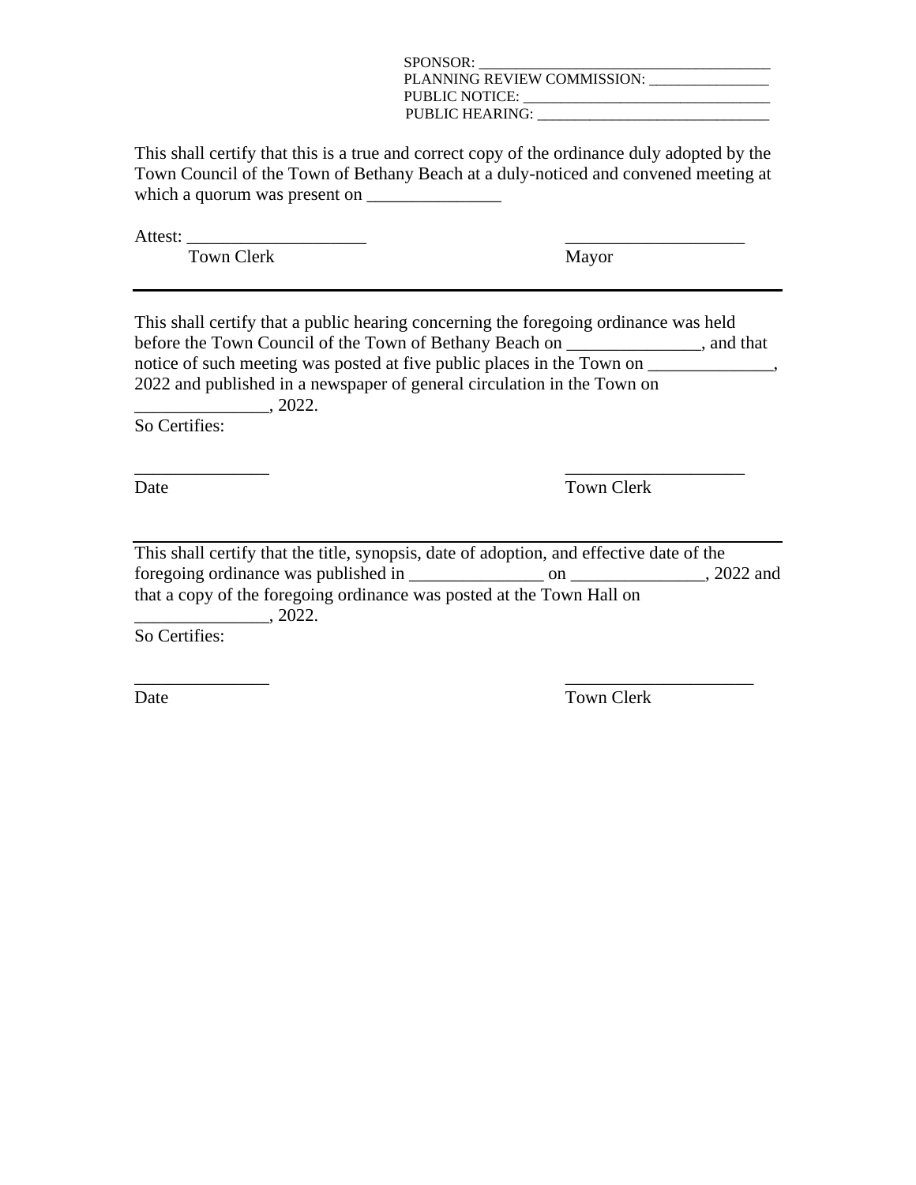SPONSOR: _______________________________________
PLANNING REVIEW COMMISSION: ________________
PUBLIC NOTICE: __________________________________
PUBLIC HEARING: ________________________________

This shall certify that this is a true and correct copy of the ordinance duly adopted by the Town Council of the Town of Bethany Beach at a duly-noticed and convened meeting at which a quorum was present on _______________

Attest: ____________________                                        ____________________
Town Clerk                                                                    Mayor

---

This shall certify that a public hearing concerning the foregoing ordinance was held before the Town Council of the Town of Bethany Beach on _______________, and that notice of such meeting was posted at five public places in the Town on ______________, 2022 and published in a newspaper of general circulation in the Town on _______________, 2022.

So Certifies:

_______________                                                        ____________________
Date                                                                          Town Clerk

---

This shall certify that the title, synopsis, date of adoption, and effective date of the foregoing ordinance was published in _______________ on _______________, 2022 and that a copy of the foregoing ordinance was posted at the Town Hall on _______________, 2022.

So Certifies:

_______________                                                        _____________________
Date                                                                          Town Clerk